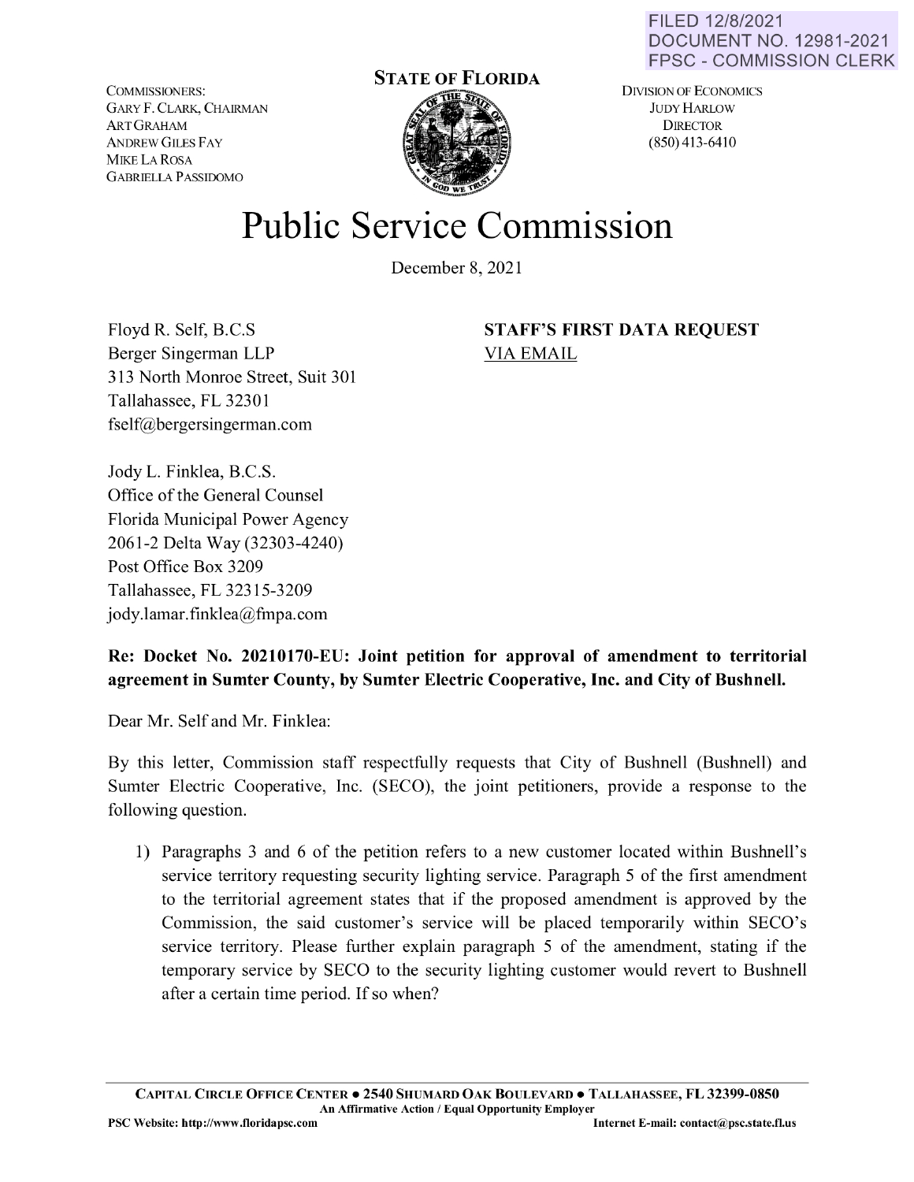FILED 12/8/2021
DOCUMENT NO. 12981-2021
FPSC - COMMISSION CLERK

COMMISSIONERS:
GARY F. CLARK, CHAIRMAN
ART GRAHAM
ANDREW GILES FAY
MIKE LA ROSA
GABRIELLA PASSIDOMO

**STATE OF FLORIDA**

DIVISION OF ECONOMICS
JUDY HARLOW
DIRECTOR
(850) 413-6410

# Public Service Commission

December 8, 2021

Floyd R. Self, B.C.S
Berger Singerman LLP
313 North Monroe Street, Suit 301
Tallahassee, FL 32301
fself@bergersingerman.com

**STAFF'S FIRST DATA REQUEST**
VIA EMAIL

Jody L. Finklea, B.C.S.
Office of the General Counsel
Florida Municipal Power Agency
2061-2 Delta Way (32303-4240)
Post Office Box 3209
Tallahassee, FL 32315-3209
jody.lamar.finklea@fmpa.com

**Re: Docket No. 20210170-EU: Joint petition for approval of amendment to territorial agreement in Sumter County, by Sumter Electric Cooperative, Inc. and City of Bushnell.**

Dear Mr. Self and Mr. Finklea:

By this letter, Commission staff respectfully requests that City of Bushnell (Bushnell) and Sumter Electric Cooperative, Inc. (SECO), the joint petitioners, provide a response to the following question.

1) Paragraphs 3 and 6 of the petition refers to a new customer located within Bushnell's service territory requesting security lighting service. Paragraph 5 of the first amendment to the territorial agreement states that if the proposed amendment is approved by the Commission, the said customer's service will be placed temporarily within SECO's service territory. Please further explain paragraph 5 of the amendment, stating if the temporary service by SECO to the security lighting customer would revert to Bushnell after a certain time period. If so when?

CAPITAL CIRCLE OFFICE CENTER • 2540 SHUMARD OAK BOULEVARD • TALLAHASSEE, FL 32399-0850
An Affirmative Action / Equal Opportunity Employer
PSC Website: http://www.floridapsc.com Internet E-mail: contact@psc.state.fl.us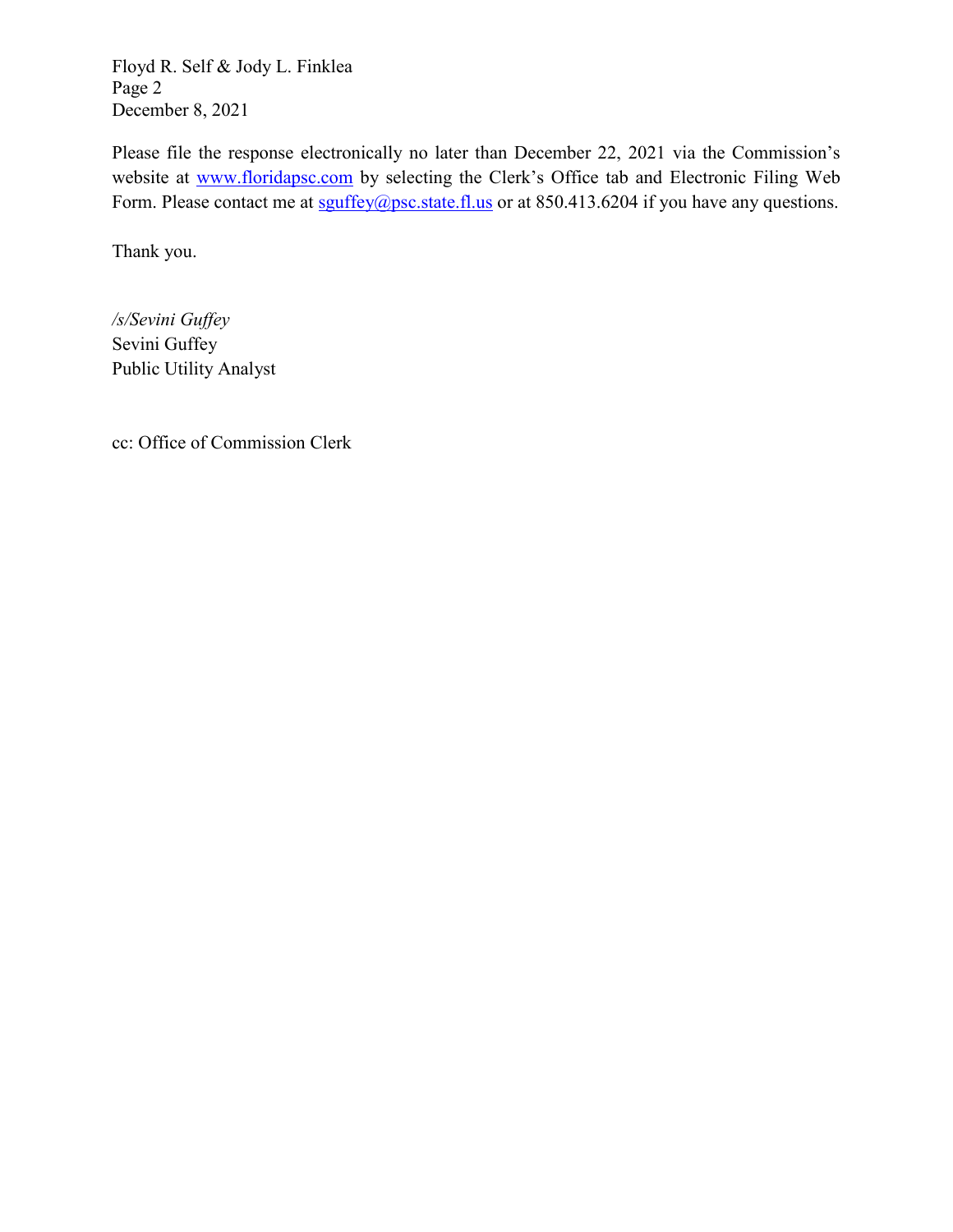Please file the response electronically no later than December 22, 2021 via the Commission's website at www.floridapsc.com by selecting the Clerk's Office tab and Electronic Filing Web Form. Please contact me at sguffey@psc.state.fl.us or at 850.413.6204 if you have any questions.

Thank you.

*/s/Sevini Guffey*
Sevini Guffey
Public Utility Analyst

cc: Office of Commission Clerk